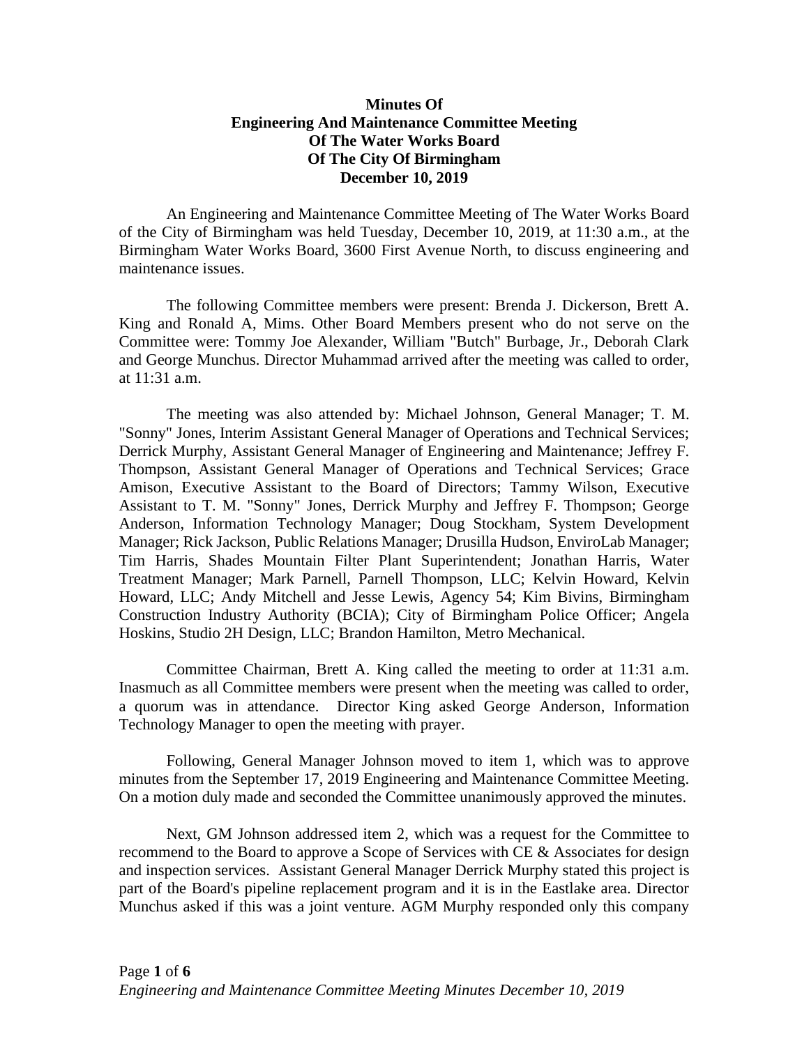# Minutes Of
# Engineering And Maintenance Committee Meeting
# Of The Water Works Board
# Of The City Of Birmingham
# December 10, 2019

An Engineering and Maintenance Committee Meeting of The Water Works Board of the City of Birmingham was held Tuesday, December 10, 2019, at 11:30 a.m., at the Birmingham Water Works Board, 3600 First Avenue North, to discuss engineering and maintenance issues.

The following Committee members were present: Brenda J. Dickerson, Brett A. King and Ronald A, Mims. Other Board Members present who do not serve on the Committee were: Tommy Joe Alexander, William "Butch" Burbage, Jr., Deborah Clark and George Munchus. Director Muhammad arrived after the meeting was called to order, at 11:31 a.m.

The meeting was also attended by: Michael Johnson, General Manager; T. M. "Sonny" Jones, Interim Assistant General Manager of Operations and Technical Services; Derrick Murphy, Assistant General Manager of Engineering and Maintenance; Jeffrey F. Thompson, Assistant General Manager of Operations and Technical Services; Grace Amison, Executive Assistant to the Board of Directors; Tammy Wilson, Executive Assistant to T. M. "Sonny" Jones, Derrick Murphy and Jeffrey F. Thompson; George Anderson, Information Technology Manager; Doug Stockham, System Development Manager; Rick Jackson, Public Relations Manager; Drusilla Hudson, EnviroLab Manager; Tim Harris, Shades Mountain Filter Plant Superintendent; Jonathan Harris, Water Treatment Manager; Mark Parnell, Parnell Thompson, LLC; Kelvin Howard, Kelvin Howard, LLC; Andy Mitchell and Jesse Lewis, Agency 54; Kim Bivins, Birmingham Construction Industry Authority (BCIA); City of Birmingham Police Officer; Angela Hoskins, Studio 2H Design, LLC; Brandon Hamilton, Metro Mechanical.

Committee Chairman, Brett A. King called the meeting to order at 11:31 a.m. Inasmuch as all Committee members were present when the meeting was called to order, a quorum was in attendance. Director King asked George Anderson, Information Technology Manager to open the meeting with prayer.

Following, General Manager Johnson moved to item 1, which was to approve minutes from the September 17, 2019 Engineering and Maintenance Committee Meeting. On a motion duly made and seconded the Committee unanimously approved the minutes.

Next, GM Johnson addressed item 2, which was a request for the Committee to recommend to the Board to approve a Scope of Services with CE & Associates for design and inspection services. Assistant General Manager Derrick Murphy stated this project is part of the Board's pipeline replacement program and it is in the Eastlake area. Director Munchus asked if this was a joint venture. AGM Murphy responded only this company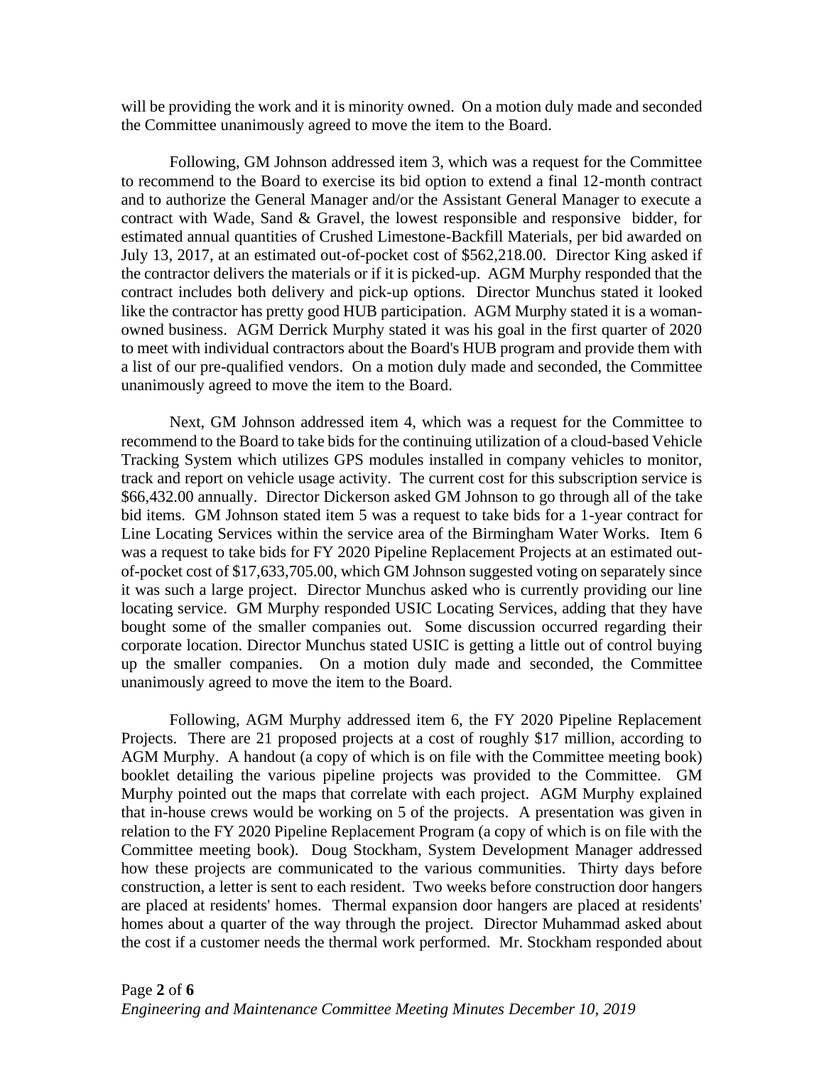will be providing the work and it is minority owned. On a motion duly made and seconded the Committee unanimously agreed to move the item to the Board.

Following, GM Johnson addressed item 3, which was a request for the Committee to recommend to the Board to exercise its bid option to extend a final 12-month contract and to authorize the General Manager and/or the Assistant General Manager to execute a contract with Wade, Sand & Gravel, the lowest responsible and responsive bidder, for estimated annual quantities of Crushed Limestone-Backfill Materials, per bid awarded on July 13, 2017, at an estimated out-of-pocket cost of $562,218.00. Director King asked if the contractor delivers the materials or if it is picked-up. AGM Murphy responded that the contract includes both delivery and pick-up options. Director Munchus stated it looked like the contractor has pretty good HUB participation. AGM Murphy stated it is a woman-owned business. AGM Derrick Murphy stated it was his goal in the first quarter of 2020 to meet with individual contractors about the Board's HUB program and provide them with a list of our pre-qualified vendors. On a motion duly made and seconded, the Committee unanimously agreed to move the item to the Board.

Next, GM Johnson addressed item 4, which was a request for the Committee to recommend to the Board to take bids for the continuing utilization of a cloud-based Vehicle Tracking System which utilizes GPS modules installed in company vehicles to monitor, track and report on vehicle usage activity. The current cost for this subscription service is $66,432.00 annually. Director Dickerson asked GM Johnson to go through all of the take bid items. GM Johnson stated item 5 was a request to take bids for a 1-year contract for Line Locating Services within the service area of the Birmingham Water Works. Item 6 was a request to take bids for FY 2020 Pipeline Replacement Projects at an estimated out-of-pocket cost of $17,633,705.00, which GM Johnson suggested voting on separately since it was such a large project. Director Munchus asked who is currently providing our line locating service. GM Murphy responded USIC Locating Services, adding that they have bought some of the smaller companies out. Some discussion occurred regarding their corporate location. Director Munchus stated USIC is getting a little out of control buying up the smaller companies. On a motion duly made and seconded, the Committee unanimously agreed to move the item to the Board.

Following, AGM Murphy addressed item 6, the FY 2020 Pipeline Replacement Projects. There are 21 proposed projects at a cost of roughly $17 million, according to AGM Murphy. A handout (a copy of which is on file with the Committee meeting book) booklet detailing the various pipeline projects was provided to the Committee. GM Murphy pointed out the maps that correlate with each project. AGM Murphy explained that in-house crews would be working on 5 of the projects. A presentation was given in relation to the FY 2020 Pipeline Replacement Program (a copy of which is on file with the Committee meeting book). Doug Stockham, System Development Manager addressed how these projects are communicated to the various communities. Thirty days before construction, a letter is sent to each resident. Two weeks before construction door hangers are placed at residents' homes. Thermal expansion door hangers are placed at residents' homes about a quarter of the way through the project. Director Muhammad asked about the cost if a customer needs the thermal work performed. Mr. Stockham responded about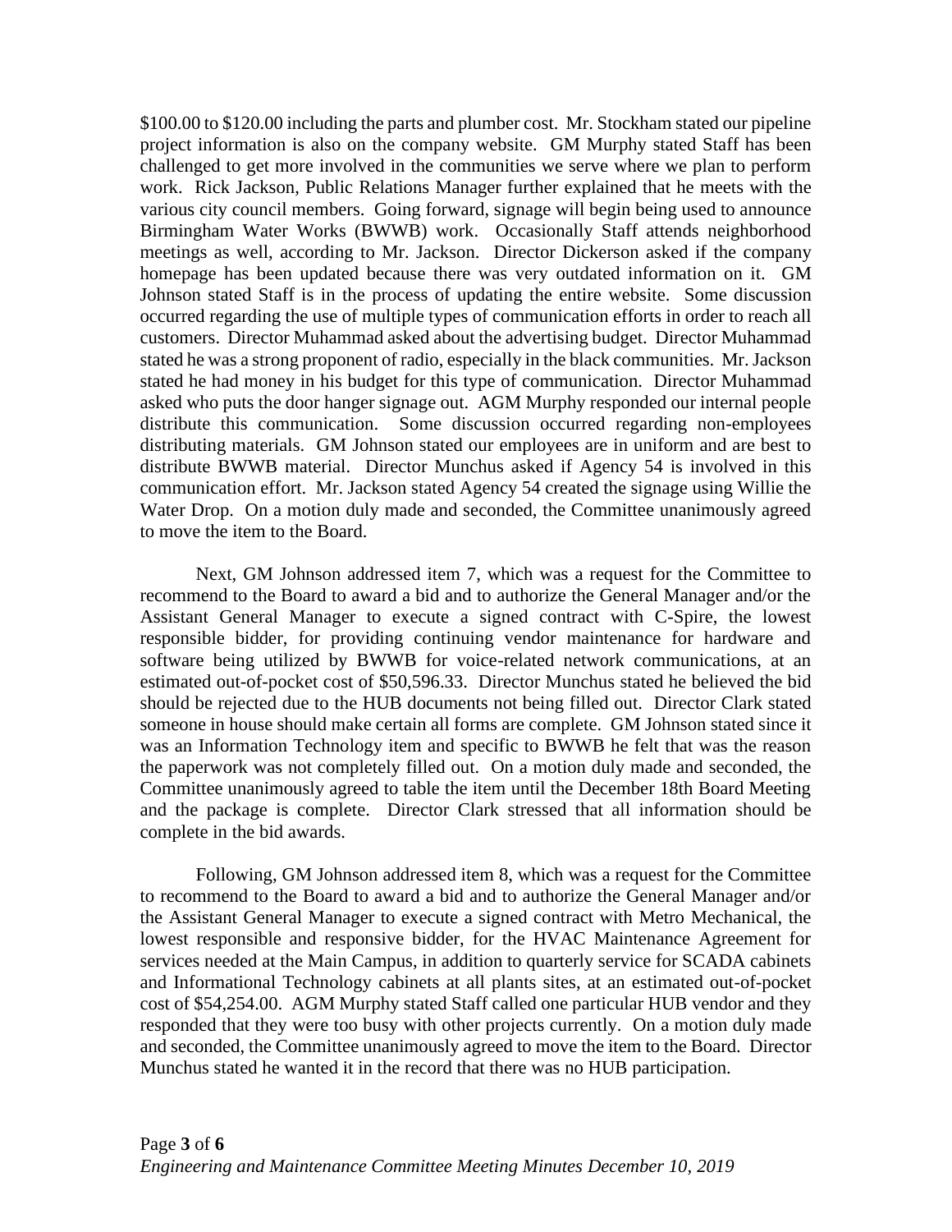$100.00 to $120.00 including the parts and plumber cost. Mr. Stockham stated our pipeline project information is also on the company website. GM Murphy stated Staff has been challenged to get more involved in the communities we serve where we plan to perform work. Rick Jackson, Public Relations Manager further explained that he meets with the various city council members. Going forward, signage will begin being used to announce Birmingham Water Works (BWWB) work. Occasionally Staff attends neighborhood meetings as well, according to Mr. Jackson. Director Dickerson asked if the company homepage has been updated because there was very outdated information on it. GM Johnson stated Staff is in the process of updating the entire website. Some discussion occurred regarding the use of multiple types of communication efforts in order to reach all customers. Director Muhammad asked about the advertising budget. Director Muhammad stated he was a strong proponent of radio, especially in the black communities. Mr. Jackson stated he had money in his budget for this type of communication. Director Muhammad asked who puts the door hanger signage out. AGM Murphy responded our internal people distribute this communication. Some discussion occurred regarding non-employees distributing materials. GM Johnson stated our employees are in uniform and are best to distribute BWWB material. Director Munchus asked if Agency 54 is involved in this communication effort. Mr. Jackson stated Agency 54 created the signage using Willie the Water Drop. On a motion duly made and seconded, the Committee unanimously agreed to move the item to the Board.

Next, GM Johnson addressed item 7, which was a request for the Committee to recommend to the Board to award a bid and to authorize the General Manager and/or the Assistant General Manager to execute a signed contract with C-Spire, the lowest responsible bidder, for providing continuing vendor maintenance for hardware and software being utilized by BWWB for voice-related network communications, at an estimated out-of-pocket cost of $50,596.33. Director Munchus stated he believed the bid should be rejected due to the HUB documents not being filled out. Director Clark stated someone in house should make certain all forms are complete. GM Johnson stated since it was an Information Technology item and specific to BWWB he felt that was the reason the paperwork was not completely filled out. On a motion duly made and seconded, the Committee unanimously agreed to table the item until the December 18th Board Meeting and the package is complete. Director Clark stressed that all information should be complete in the bid awards.

Following, GM Johnson addressed item 8, which was a request for the Committee to recommend to the Board to award a bid and to authorize the General Manager and/or the Assistant General Manager to execute a signed contract with Metro Mechanical, the lowest responsible and responsive bidder, for the HVAC Maintenance Agreement for services needed at the Main Campus, in addition to quarterly service for SCADA cabinets and Informational Technology cabinets at all plants sites, at an estimated out-of-pocket cost of $54,254.00. AGM Murphy stated Staff called one particular HUB vendor and they responded that they were too busy with other projects currently. On a motion duly made and seconded, the Committee unanimously agreed to move the item to the Board. Director Munchus stated he wanted it in the record that there was no HUB participation.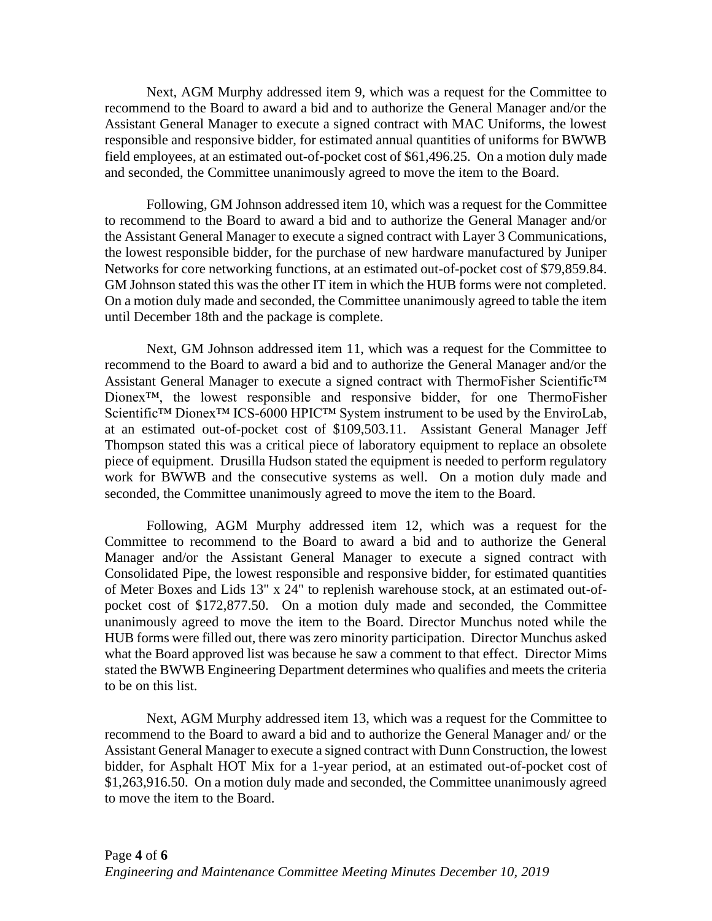Next, AGM Murphy addressed item 9, which was a request for the Committee to recommend to the Board to award a bid and to authorize the General Manager and/or the Assistant General Manager to execute a signed contract with MAC Uniforms, the lowest responsible and responsive bidder, for estimated annual quantities of uniforms for BWWB field employees, at an estimated out-of-pocket cost of $61,496.25. On a motion duly made and seconded, the Committee unanimously agreed to move the item to the Board.

Following, GM Johnson addressed item 10, which was a request for the Committee to recommend to the Board to award a bid and to authorize the General Manager and/or the Assistant General Manager to execute a signed contract with Layer 3 Communications, the lowest responsible bidder, for the purchase of new hardware manufactured by Juniper Networks for core networking functions, at an estimated out-of-pocket cost of $79,859.84. GM Johnson stated this was the other IT item in which the HUB forms were not completed. On a motion duly made and seconded, the Committee unanimously agreed to table the item until December 18th and the package is complete.

Next, GM Johnson addressed item 11, which was a request for the Committee to recommend to the Board to award a bid and to authorize the General Manager and/or the Assistant General Manager to execute a signed contract with ThermoFisher Scientific™ Dionex™, the lowest responsible and responsive bidder, for one ThermoFisher Scientific™ Dionex™ ICS-6000 HPIC™ System instrument to be used by the EnviroLab, at an estimated out-of-pocket cost of $109,503.11. Assistant General Manager Jeff Thompson stated this was a critical piece of laboratory equipment to replace an obsolete piece of equipment. Drusilla Hudson stated the equipment is needed to perform regulatory work for BWWB and the consecutive systems as well. On a motion duly made and seconded, the Committee unanimously agreed to move the item to the Board.

Following, AGM Murphy addressed item 12, which was a request for the Committee to recommend to the Board to award a bid and to authorize the General Manager and/or the Assistant General Manager to execute a signed contract with Consolidated Pipe, the lowest responsible and responsive bidder, for estimated quantities of Meter Boxes and Lids 13" x 24" to replenish warehouse stock, at an estimated out-of-pocket cost of $172,877.50. On a motion duly made and seconded, the Committee unanimously agreed to move the item to the Board. Director Munchus noted while the HUB forms were filled out, there was zero minority participation. Director Munchus asked what the Board approved list was because he saw a comment to that effect. Director Mims stated the BWWB Engineering Department determines who qualifies and meets the criteria to be on this list.

Next, AGM Murphy addressed item 13, which was a request for the Committee to recommend to the Board to award a bid and to authorize the General Manager and/ or the Assistant General Manager to execute a signed contract with Dunn Construction, the lowest bidder, for Asphalt HOT Mix for a 1-year period, at an estimated out-of-pocket cost of $1,263,916.50. On a motion duly made and seconded, the Committee unanimously agreed to move the item to the Board.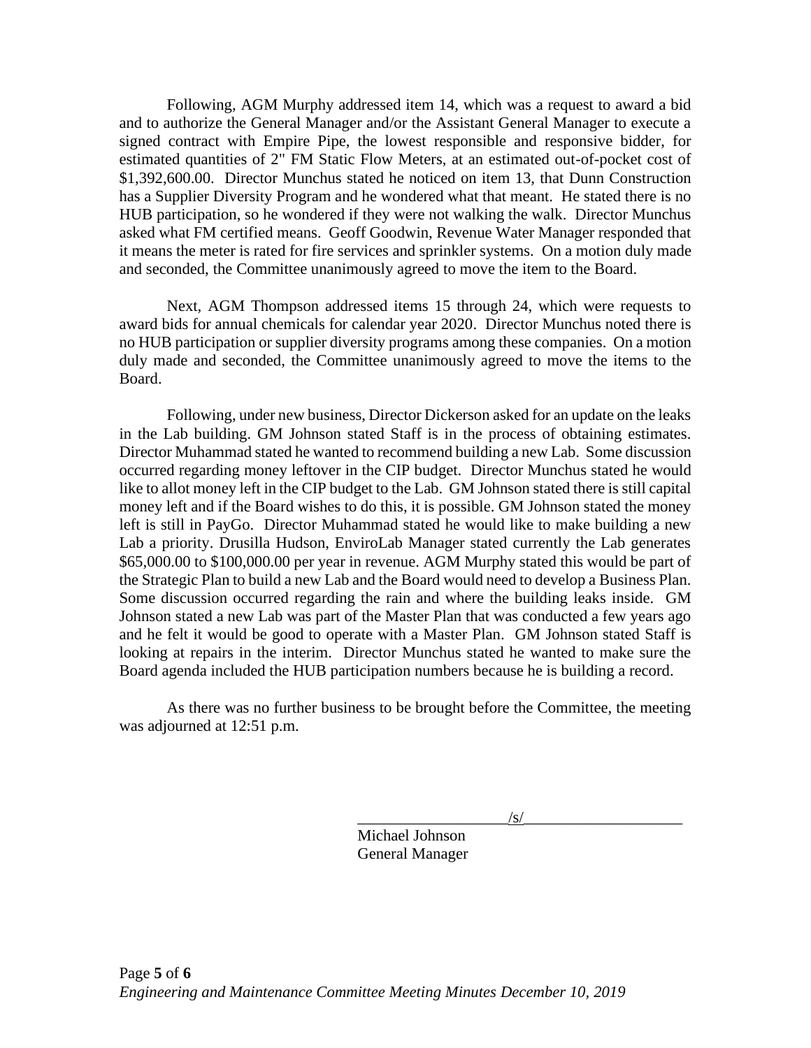Following, AGM Murphy addressed item 14, which was a request to award a bid and to authorize the General Manager and/or the Assistant General Manager to execute a signed contract with Empire Pipe, the lowest responsible and responsive bidder, for estimated quantities of 2" FM Static Flow Meters, at an estimated out-of-pocket cost of $1,392,600.00. Director Munchus stated he noticed on item 13, that Dunn Construction has a Supplier Diversity Program and he wondered what that meant. He stated there is no HUB participation, so he wondered if they were not walking the walk. Director Munchus asked what FM certified means. Geoff Goodwin, Revenue Water Manager responded that it means the meter is rated for fire services and sprinkler systems. On a motion duly made and seconded, the Committee unanimously agreed to move the item to the Board.

Next, AGM Thompson addressed items 15 through 24, which were requests to award bids for annual chemicals for calendar year 2020. Director Munchus noted there is no HUB participation or supplier diversity programs among these companies. On a motion duly made and seconded, the Committee unanimously agreed to move the items to the Board.

Following, under new business, Director Dickerson asked for an update on the leaks in the Lab building. GM Johnson stated Staff is in the process of obtaining estimates. Director Muhammad stated he wanted to recommend building a new Lab. Some discussion occurred regarding money leftover in the CIP budget. Director Munchus stated he would like to allot money left in the CIP budget to the Lab. GM Johnson stated there is still capital money left and if the Board wishes to do this, it is possible. GM Johnson stated the money left is still in PayGo. Director Muhammad stated he would like to make building a new Lab a priority. Drusilla Hudson, EnviroLab Manager stated currently the Lab generates $65,000.00 to $100,000.00 per year in revenue. AGM Murphy stated this would be part of the Strategic Plan to build a new Lab and the Board would need to develop a Business Plan. Some discussion occurred regarding the rain and where the building leaks inside. GM Johnson stated a new Lab was part of the Master Plan that was conducted a few years ago and he felt it would be good to operate with a Master Plan. GM Johnson stated Staff is looking at repairs in the interim. Director Munchus stated he wanted to make sure the Board agenda included the HUB participation numbers because he is building a record.

As there was no further business to be brought before the Committee, the meeting was adjourned at 12:51 p.m.

/s/

Michael Johnson
General Manager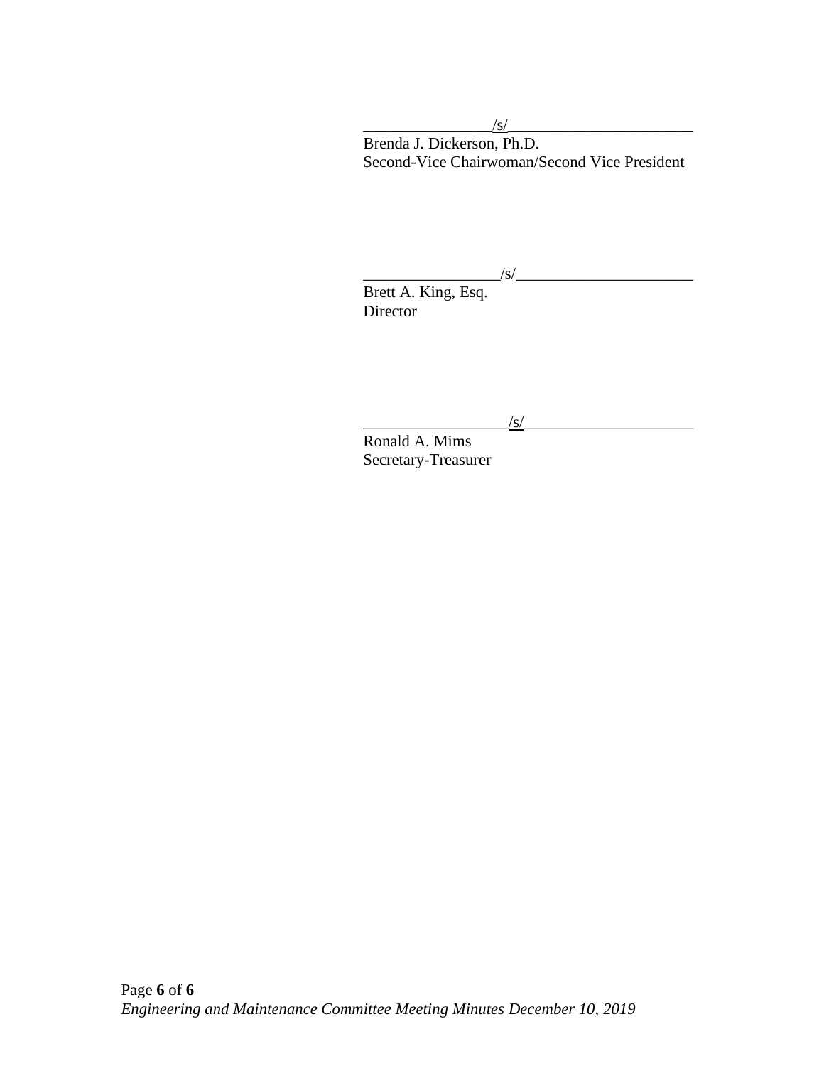________________/s/_______________________
Brenda J. Dickerson, Ph.D.
Second-Vice Chairwoman/Second Vice President

_________________/s/______________________
Brett A. King, Esq.
Director

__________________/s/_____________________
Ronald A. Mims
Secretary-Treasurer